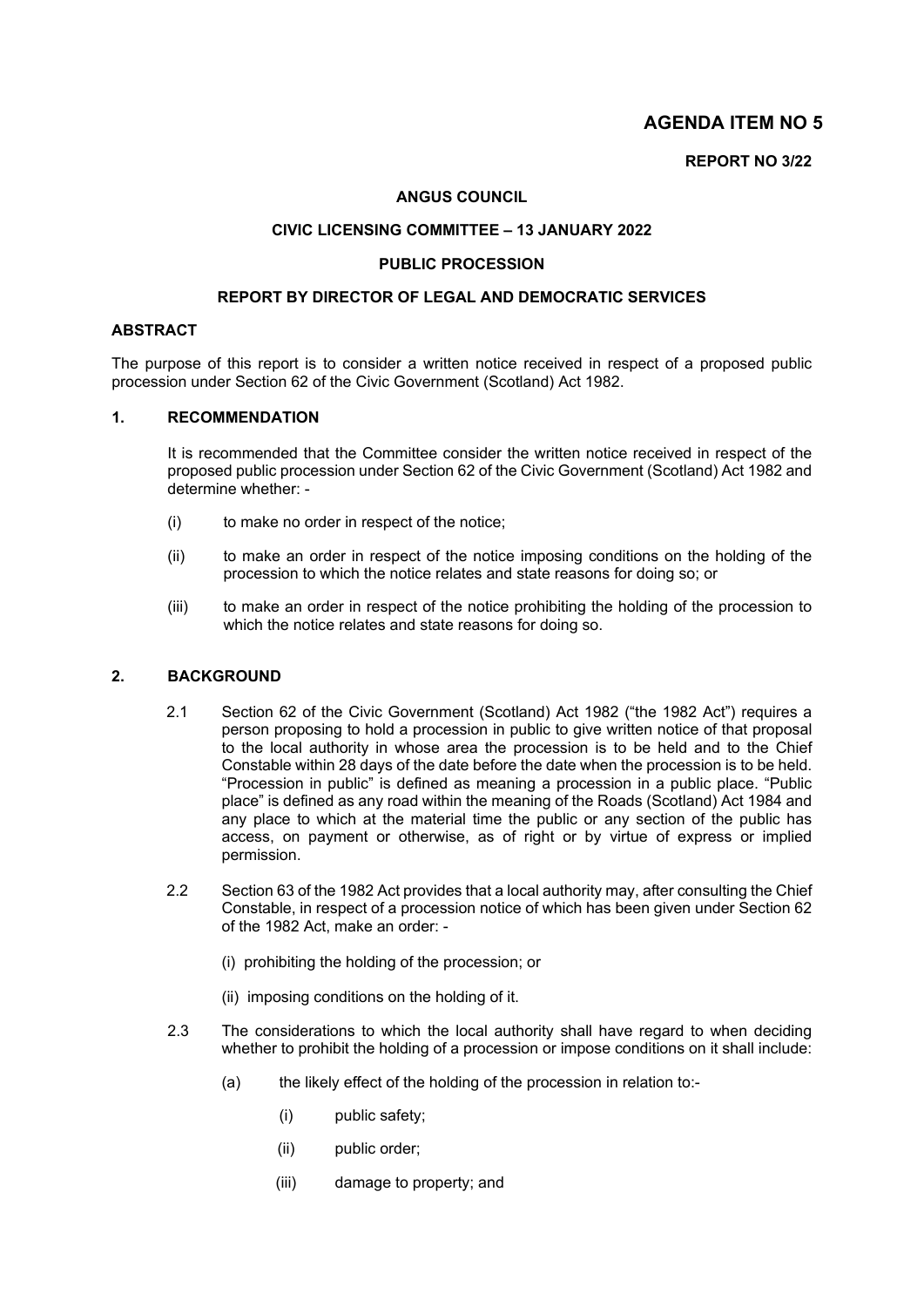# AGENDA ITEM NO 5

**REPORT NO 3/22**

**ANGUS COUNCIL**

**CIVIC LICENSING COMMITTEE – 13 JANUARY 2022**

**PUBLIC PROCESSION**

**REPORT BY DIRECTOR OF LEGAL AND DEMOCRATIC SERVICES**

## ABSTRACT

The purpose of this report is to consider a written notice received in respect of a proposed public procession under Section 62 of the Civic Government (Scotland) Act 1982.

## 1. RECOMMENDATION

It is recommended that the Committee consider the written notice received in respect of the proposed public procession under Section 62 of the Civic Government (Scotland) Act 1982 and determine whether: -

(i) to make no order in respect of the notice;

(ii) to make an order in respect of the notice imposing conditions on the holding of the procession to which the notice relates and state reasons for doing so; or

(iii) to make an order in respect of the notice prohibiting the holding of the procession to which the notice relates and state reasons for doing so.

## 2. BACKGROUND

2.1 Section 62 of the Civic Government (Scotland) Act 1982 ("the 1982 Act") requires a person proposing to hold a procession in public to give written notice of that proposal to the local authority in whose area the procession is to be held and to the Chief Constable within 28 days of the date before the date when the procession is to be held. "Procession in public" is defined as meaning a procession in a public place. "Public place" is defined as any road within the meaning of the Roads (Scotland) Act 1984 and any place to which at the material time the public or any section of the public has access, on payment or otherwise, as of right or by virtue of express or implied permission.

2.2 Section 63 of the 1982 Act provides that a local authority may, after consulting the Chief Constable, in respect of a procession notice of which has been given under Section 62 of the 1982 Act, make an order: -

(i) prohibiting the holding of the procession; or

(ii) imposing conditions on the holding of it.

2.3 The considerations to which the local authority shall have regard to when deciding whether to prohibit the holding of a procession or impose conditions on it shall include:

(a) the likely effect of the holding of the procession in relation to:-

(i) public safety;

(ii) public order;

(iii) damage to property; and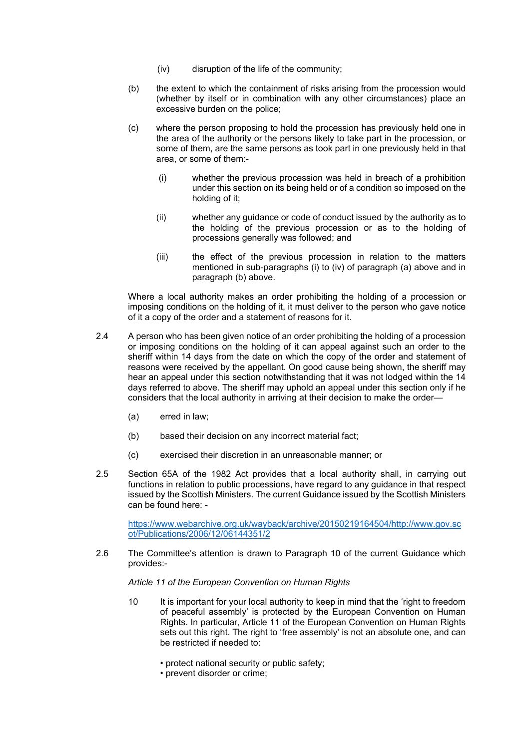(iv) disruption of the life of the community;

(b) the extent to which the containment of risks arising from the procession would (whether by itself or in combination with any other circumstances) place an excessive burden on the police;

(c) where the person proposing to hold the procession has previously held one in the area of the authority or the persons likely to take part in the procession, or some of them, are the same persons as took part in one previously held in that area, or some of them:-

(i) whether the previous procession was held in breach of a prohibition under this section on its being held or of a condition so imposed on the holding of it;

(ii) whether any guidance or code of conduct issued by the authority as to the holding of the previous procession or as to the holding of processions generally was followed; and

(iii) the effect of the previous procession in relation to the matters mentioned in sub-paragraphs (i) to (iv) of paragraph (a) above and in paragraph (b) above.

Where a local authority makes an order prohibiting the holding of a procession or imposing conditions on the holding of it, it must deliver to the person who gave notice of it a copy of the order and a statement of reasons for it.

2.4 A person who has been given notice of an order prohibiting the holding of a procession or imposing conditions on the holding of it can appeal against such an order to the sheriff within 14 days from the date on which the copy of the order and statement of reasons were received by the appellant. On good cause being shown, the sheriff may hear an appeal under this section notwithstanding that it was not lodged within the 14 days referred to above. The sheriff may uphold an appeal under this section only if he considers that the local authority in arriving at their decision to make the order—

(a) erred in law;

(b) based their decision on any incorrect material fact;

(c) exercised their discretion in an unreasonable manner; or

2.5 Section 65A of the 1982 Act provides that a local authority shall, in carrying out functions in relation to public processions, have regard to any guidance in that respect issued by the Scottish Ministers. The current Guidance issued by the Scottish Ministers can be found here: -

https://www.webarchive.org.uk/wayback/archive/20150219164504/http://www.gov.scot/Publications/2006/12/06144351/2

2.6 The Committee's attention is drawn to Paragraph 10 of the current Guidance which provides:-

*Article 11 of the European Convention on Human Rights*

10 It is important for your local authority to keep in mind that the 'right to freedom of peaceful assembly' is protected by the European Convention on Human Rights. In particular, Article 11 of the European Convention on Human Rights sets out this right. The right to 'free assembly' is not an absolute one, and can be restricted if needed to:

- protect national security or public safety;
- prevent disorder or crime;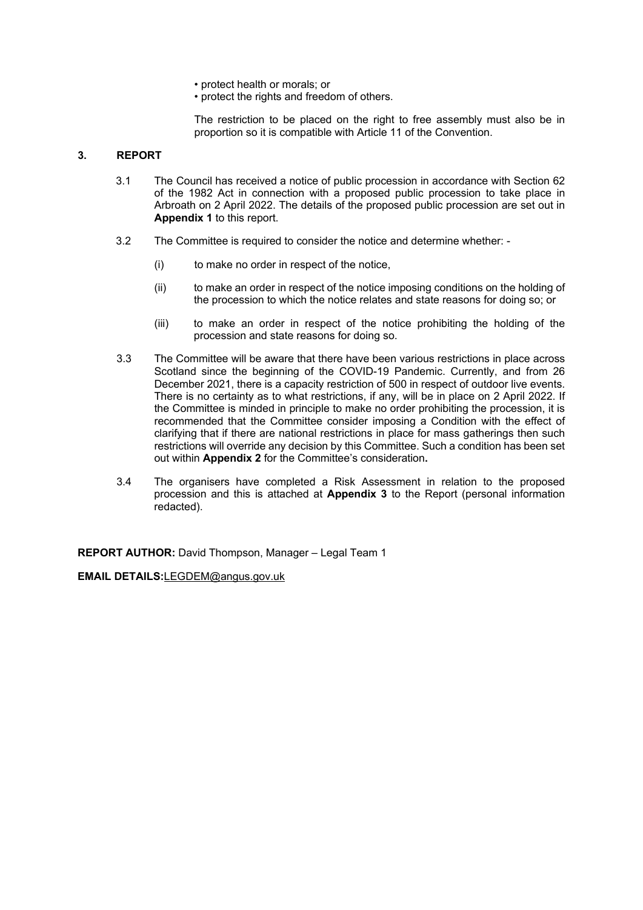- protect health or morals; or
- protect the rights and freedom of others.

The restriction to be placed on the right to free assembly must also be in proportion so it is compatible with Article 11 of the Convention.

## 3. REPORT

3.1 The Council has received a notice of public procession in accordance with Section 62 of the 1982 Act in connection with a proposed public procession to take place in Arbroath on 2 April 2022. The details of the proposed public procession are set out in **Appendix 1** to this report.

3.2 The Committee is required to consider the notice and determine whether: -

(i) to make no order in respect of the notice,

(ii) to make an order in respect of the notice imposing conditions on the holding of the procession to which the notice relates and state reasons for doing so; or

(iii) to make an order in respect of the notice prohibiting the holding of the procession and state reasons for doing so.

3.3 The Committee will be aware that there have been various restrictions in place across Scotland since the beginning of the COVID-19 Pandemic. Currently, and from 26 December 2021, there is a capacity restriction of 500 in respect of outdoor live events. There is no certainty as to what restrictions, if any, will be in place on 2 April 2022. If the Committee is minded in principle to make no order prohibiting the procession, it is recommended that the Committee consider imposing a Condition with the effect of clarifying that if there are national restrictions in place for mass gatherings then such restrictions will override any decision by this Committee. Such a condition has been set out within **Appendix 2** for the Committee's consideration**.**

3.4 The organisers have completed a Risk Assessment in relation to the proposed procession and this is attached at **Appendix 3** to the Report (personal information redacted).

**REPORT AUTHOR:** David Thompson, Manager – Legal Team 1

**EMAIL DETAILS:**LEGDEM@angus.gov.uk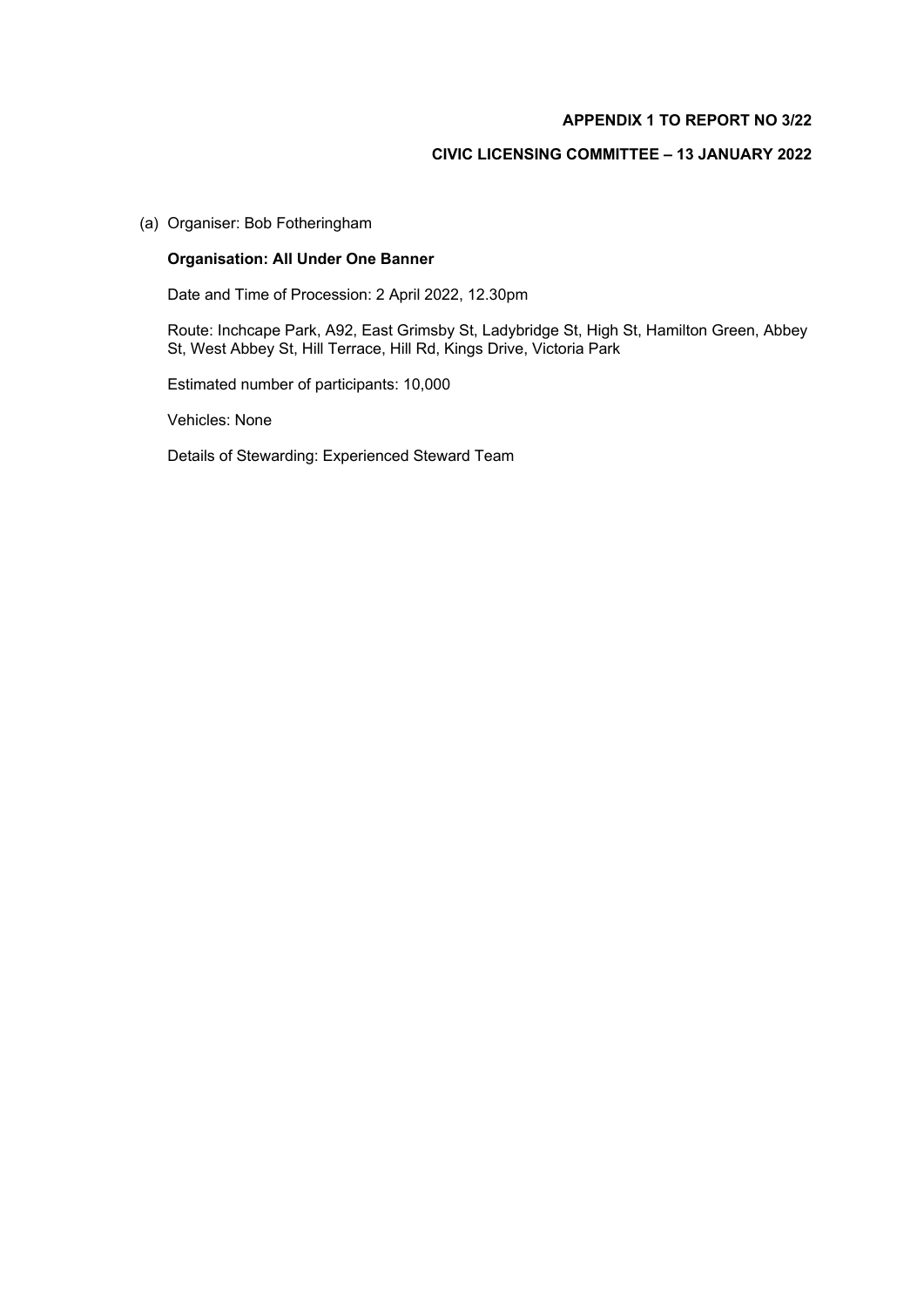**APPENDIX 1 TO REPORT NO 3/22**

**CIVIC LICENSING COMMITTEE – 13 JANUARY 2022**

(a) Organiser: Bob Fotheringham

**Organisation: All Under One Banner**

Date and Time of Procession: 2 April 2022, 12.30pm

Route: Inchcape Park, A92, East Grimsby St, Ladybridge St, High St, Hamilton Green, Abbey St, West Abbey St, Hill Terrace, Hill Rd, Kings Drive, Victoria Park

Estimated number of participants: 10,000

Vehicles: None

Details of Stewarding: Experienced Steward Team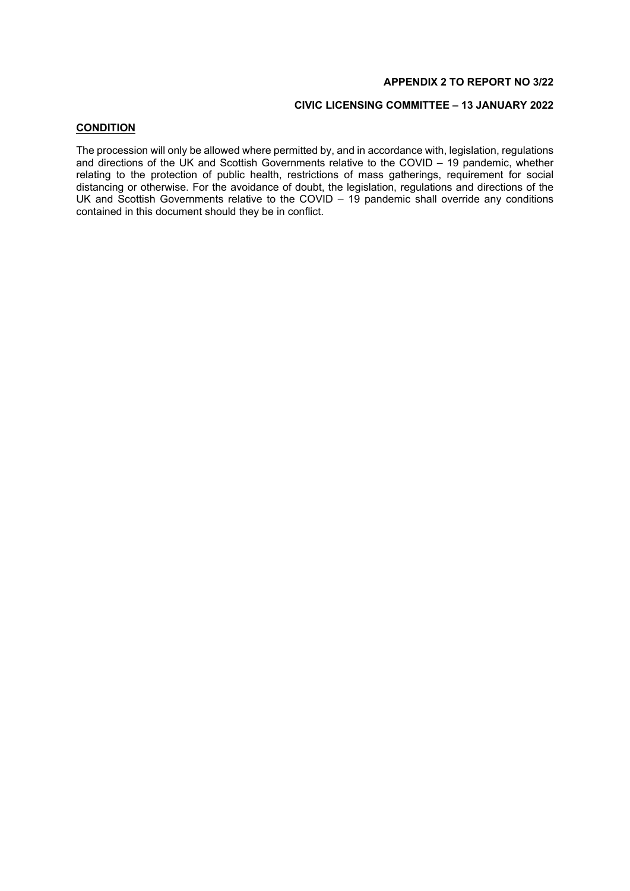**APPENDIX 2 TO REPORT NO 3/22**

**CIVIC LICENSING COMMITTEE – 13 JANUARY 2022**

**CONDITION**

The procession will only be allowed where permitted by, and in accordance with, legislation, regulations and directions of the UK and Scottish Governments relative to the COVID – 19 pandemic, whether relating to the protection of public health, restrictions of mass gatherings, requirement for social distancing or otherwise. For the avoidance of doubt, the legislation, regulations and directions of the UK and Scottish Governments relative to the COVID – 19 pandemic shall override any conditions contained in this document should they be in conflict.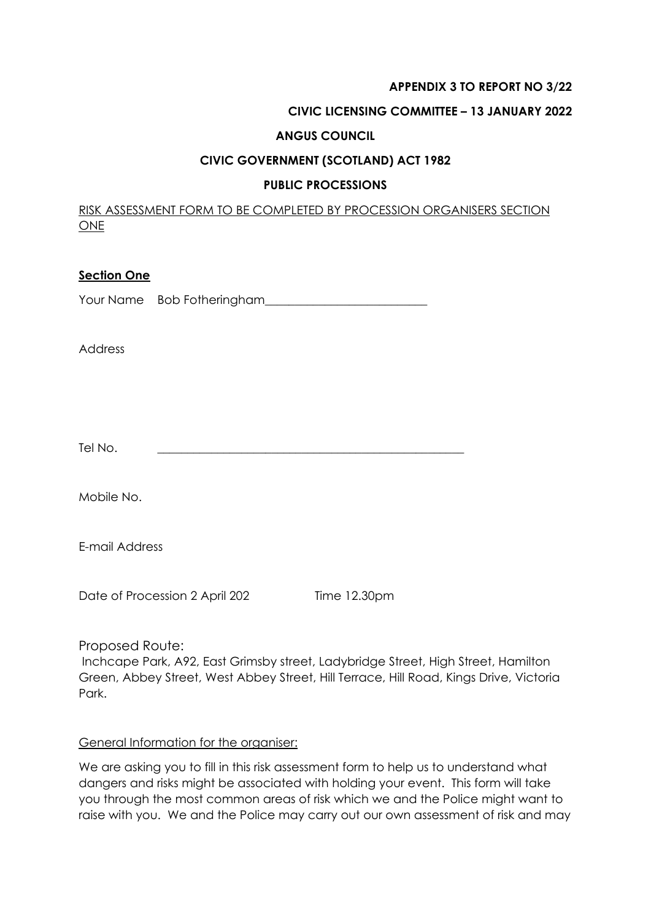**APPENDIX 3 TO REPORT NO 3/22**

**CIVIC LICENSING COMMITTEE – 13 JANUARY 2022**

**ANGUS COUNCIL**

**CIVIC GOVERNMENT (SCOTLAND) ACT 1982**

**PUBLIC PROCESSIONS**

RISK ASSESSMENT FORM TO BE COMPLETED BY PROCESSION ORGANISERS SECTION ONE

**Section One**

Your Name Bob Fotheringham___________________________

Address

Tel No. ______________________________________________________

Mobile No.

E-mail Address

Date of Procession 2 April 202 Time 12.30pm

Proposed Route:
Inchcape Park, A92, East Grimsby street, Ladybridge Street, High Street, Hamilton Green, Abbey Street, West Abbey Street, Hill Terrace, Hill Road, Kings Drive, Victoria Park.

General Information for the organiser:

We are asking you to fill in this risk assessment form to help us to understand what dangers and risks might be associated with holding your event. This form will take you through the most common areas of risk which we and the Police might want to raise with you. We and the Police may carry out our own assessment of risk and may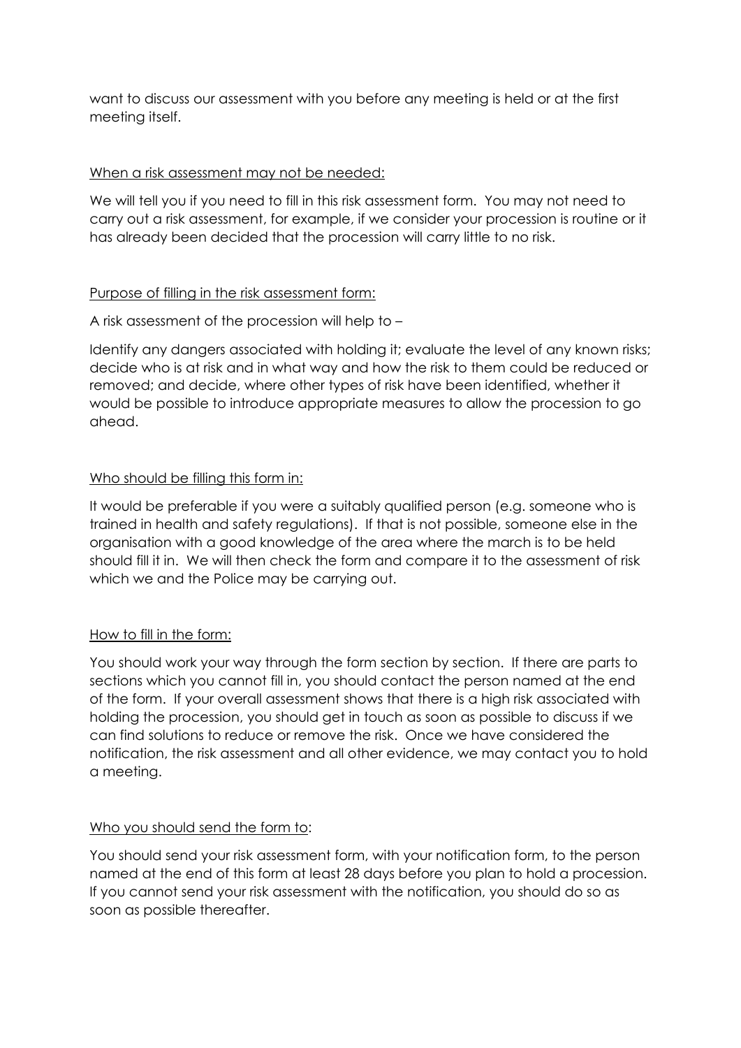want to discuss our assessment with you before any meeting is held or at the first meeting itself.

<u>When a risk assessment may not be needed:</u>

We will tell you if you need to fill in this risk assessment form. You may not need to carry out a risk assessment, for example, if we consider your procession is routine or it has already been decided that the procession will carry little to no risk.

<u>Purpose of filling in the risk assessment form:</u>

A risk assessment of the procession will help to –

Identify any dangers associated with holding it; evaluate the level of any known risks; decide who is at risk and in what way and how the risk to them could be reduced or removed; and decide, where other types of risk have been identified, whether it would be possible to introduce appropriate measures to allow the procession to go ahead.

<u>Who should be filling this form in:</u>

It would be preferable if you were a suitably qualified person (e.g. someone who is trained in health and safety regulations). If that is not possible, someone else in the organisation with a good knowledge of the area where the march is to be held should fill it in. We will then check the form and compare it to the assessment of risk which we and the Police may be carrying out.

<u>How to fill in the form:</u>

You should work your way through the form section by section. If there are parts to sections which you cannot fill in, you should contact the person named at the end of the form. If your overall assessment shows that there is a high risk associated with holding the procession, you should get in touch as soon as possible to discuss if we can find solutions to reduce or remove the risk. Once we have considered the notification, the risk assessment and all other evidence, we may contact you to hold a meeting.

<u>Who you should send the form to</u>:

You should send your risk assessment form, with your notification form, to the person named at the end of this form at least 28 days before you plan to hold a procession. If you cannot send your risk assessment with the notification, you should do so as soon as possible thereafter.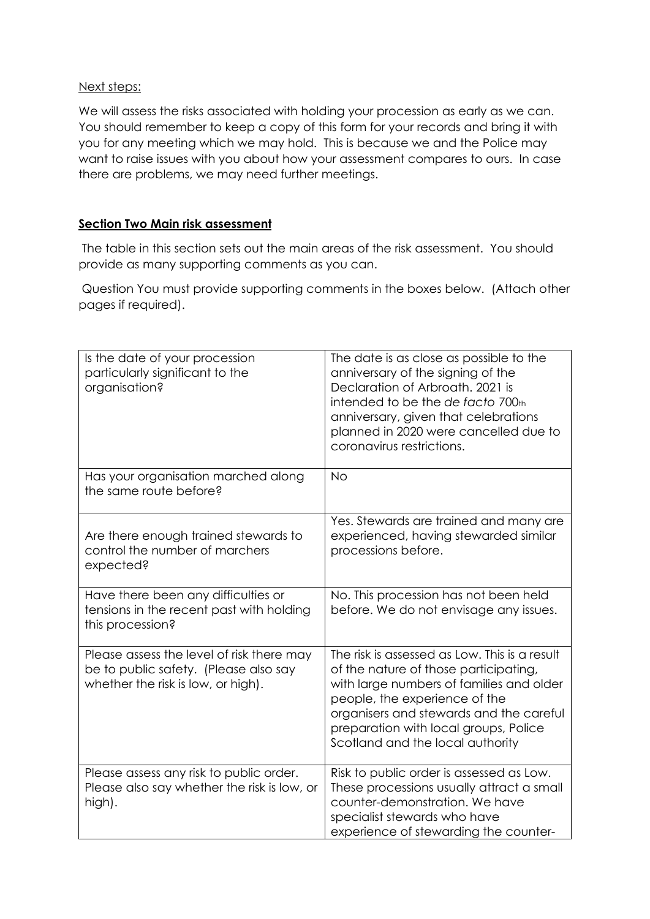Next steps:

We will assess the risks associated with holding your procession as early as we can. You should remember to keep a copy of this form for your records and bring it with you for any meeting which we may hold. This is because we and the Police may want to raise issues with you about how your assessment compares to ours. In case there are problems, we may need further meetings.

**Section Two Main risk assessment**

The table in this section sets out the main areas of the risk assessment. You should provide as many supporting comments as you can.

Question You must provide supporting comments in the boxes below. (Attach other pages if required).

| | |
|---|---|
| Is the date of your procession particularly significant to the organisation? | The date is as close as possible to the anniversary of the signing of the Declaration of Arbroath. 2021 is intended to be the *de facto* 700th anniversary, given that celebrations planned in 2020 were cancelled due to coronavirus restrictions. |
| Has your organisation marched along the same route before? | No |
| Are there enough trained stewards to control the number of marchers expected? | Yes. Stewards are trained and many are experienced, having stewarded similar processions before. |
| Have there been any difficulties or tensions in the recent past with holding this procession? | No. This procession has not been held before. We do not envisage any issues. |
| Please assess the level of risk there may be to public safety. (Please also say whether the risk is low, or high). | The risk is assessed as Low. This is a result of the nature of those participating, with large numbers of families and older people, the experience of the organisers and stewards and the careful preparation with local groups, Police Scotland and the local authority |
| Please assess any risk to public order. Please also say whether the risk is low, or high). | Risk to public order is assessed as Low. These processions usually attract a small counter-demonstration. We have specialist stewards who have experience of stewarding the counter- |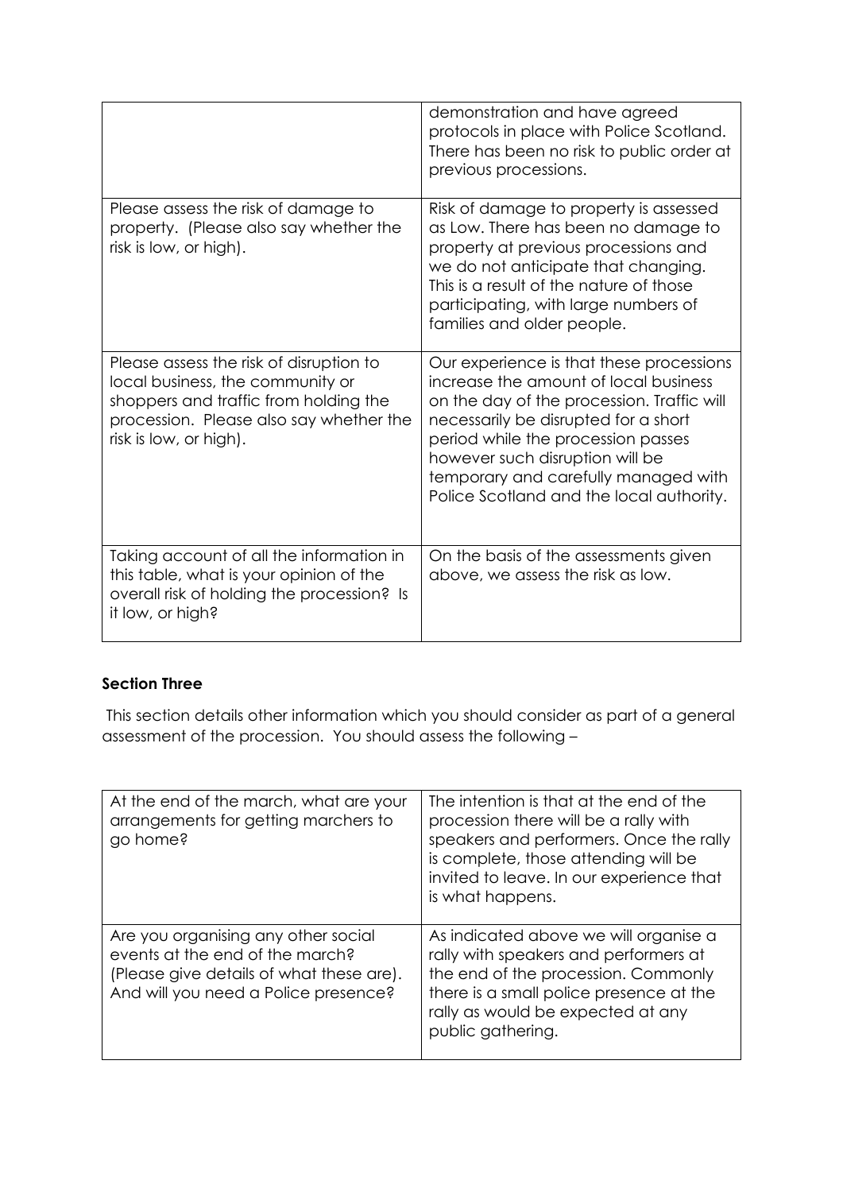| | |
|---|---|
| | demonstration and have agreed protocols in place with Police Scotland. There has been no risk to public order at previous processions. |
| Please assess the risk of damage to property. (Please also say whether the risk is low, or high). | Risk of damage to property is assessed as Low. There has been no damage to property at previous processions and we do not anticipate that changing. This is a result of the nature of those participating, with large numbers of families and older people. |
| Please assess the risk of disruption to local business, the community or shoppers and traffic from holding the procession. Please also say whether the risk is low, or high). | Our experience is that these processions increase the amount of local business on the day of the procession. Traffic will necessarily be disrupted for a short period while the procession passes however such disruption will be temporary and carefully managed with Police Scotland and the local authority. |
| Taking account of all the information in this table, what is your opinion of the overall risk of holding the procession? Is it low, or high? | On the basis of the assessments given above, we assess the risk as low. |

**Section Three**

This section details other information which you should consider as part of a general assessment of the procession. You should assess the following –

| | |
|---|---|
| At the end of the march, what are your arrangements for getting marchers to go home? | The intention is that at the end of the procession there will be a rally with speakers and performers. Once the rally is complete, those attending will be invited to leave. In our experience that is what happens. |
| Are you organising any other social events at the end of the march? (Please give details of what these are). And will you need a Police presence? | As indicated above we will organise a rally with speakers and performers at the end of the procession. Commonly there is a small police presence at the rally as would be expected at any public gathering. |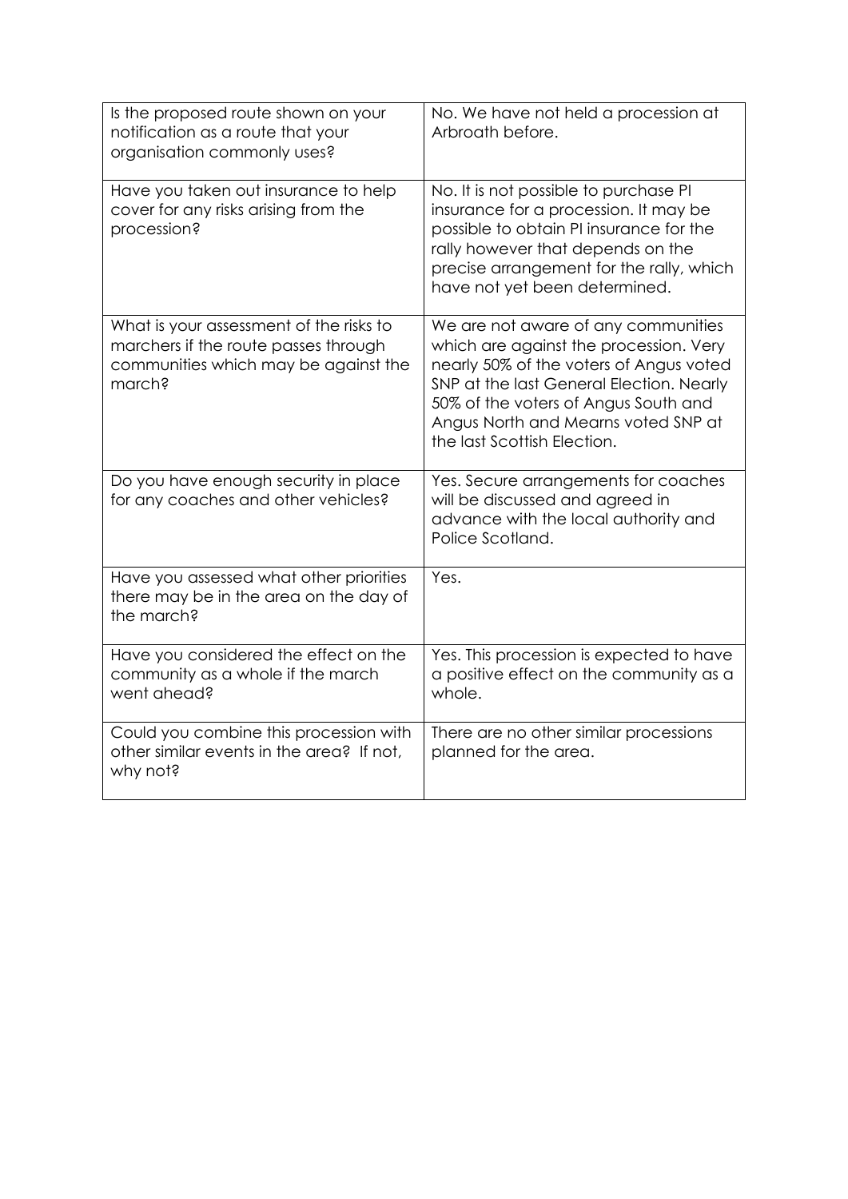| Is the proposed route shown on your notification as a route that your organisation commonly uses? | No. We have not held a procession at Arbroath before. |
|---|---|
| Have you taken out insurance to help cover for any risks arising from the procession? | No. It is not possible to purchase PI insurance for a procession. It may be possible to obtain PI insurance for the rally however that depends on the precise arrangement for the rally, which have not yet been determined. |
| What is your assessment of the risks to marchers if the route passes through communities which may be against the march? | We are not aware of any communities which are against the procession. Very nearly 50% of the voters of Angus voted SNP at the last General Election. Nearly 50% of the voters of Angus South and Angus North and Mearns voted SNP at the last Scottish Election. |
| Do you have enough security in place for any coaches and other vehicles? | Yes. Secure arrangements for coaches will be discussed and agreed in advance with the local authority and Police Scotland. |
| Have you assessed what other priorities there may be in the area on the day of the march? | Yes. |
| Have you considered the effect on the community as a whole if the march went ahead? | Yes. This procession is expected to have a positive effect on the community as a whole. |
| Could you combine this procession with other similar events in the area? If not, why not? | There are no other similar processions planned for the area. |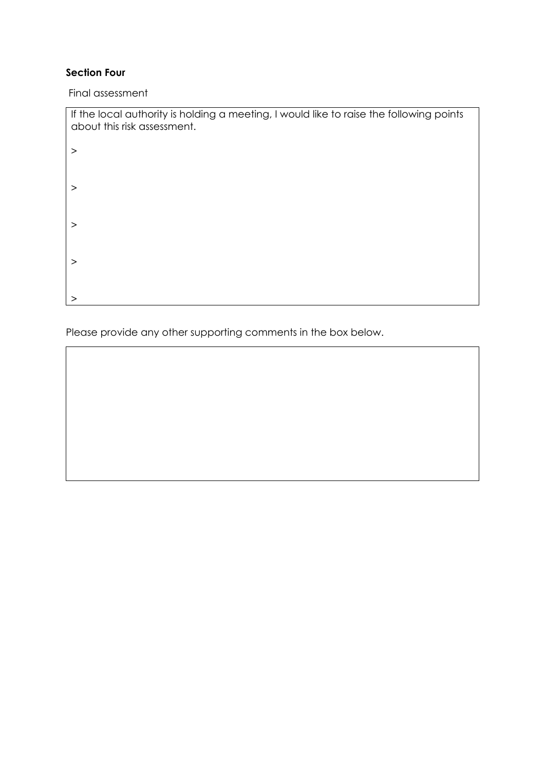**Section Four**

Final assessment

| If the local authority is holding a meeting, I would like to raise the following points about this risk assessment. |
| --- |
| > |
| > |
| > |
| > |
| > |

Please provide any other supporting comments in the box below.

| |
| --- |
| |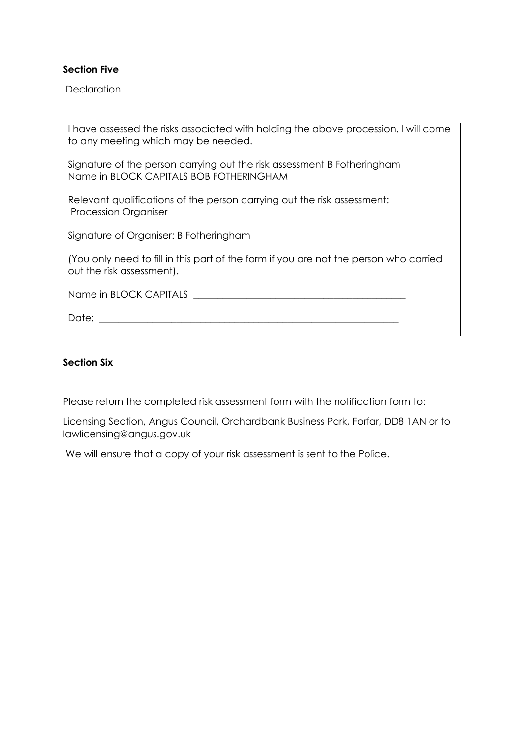**Section Five**

Declaration

I have assessed the risks associated with holding the above procession. I will come to any meeting which may be needed.

Signature of the person carrying out the risk assessment B Fotheringham
Name in BLOCK CAPITALS BOB FOTHERINGHAM

Relevant qualifications of the person carrying out the risk assessment:
Procession Organiser

Signature of Organiser: B Fotheringham

(You only need to fill in this part of the form if you are not the person who carried out the risk assessment).

Name in BLOCK CAPITALS ____________________________________________

Date: ____________________________________________________________

**Section Six**

Please return the completed risk assessment form with the notification form to:

Licensing Section, Angus Council, Orchardbank Business Park, Forfar, DD8 1AN or to lawlicensing@angus.gov.uk

We will ensure that a copy of your risk assessment is sent to the Police.